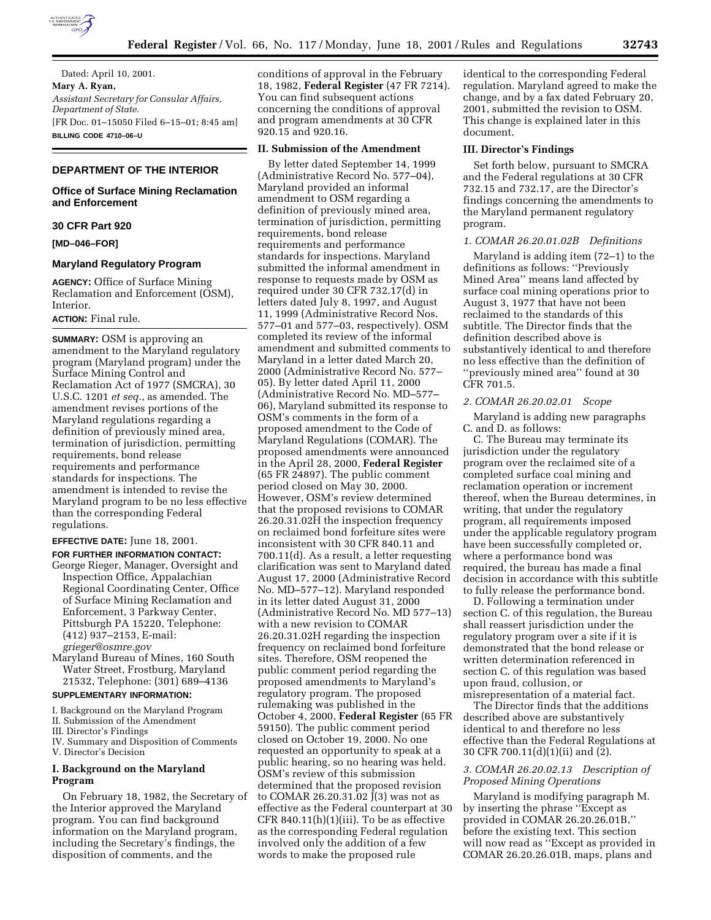Dated: April 10, 2001.

**Mary A. Ryan,**

*Assistant Secretary for Consular Affairs, Department of State.*

[FR Doc. 01–15050 Filed 6–15–01; 8:45 am]

**BILLING CODE 4710–06–U**

## DEPARTMENT OF THE INTERIOR

### Office of Surface Mining Reclamation and Enforcement

### 30 CFR Part 920

**[MD–046–FOR]**

### Maryland Regulatory Program

**AGENCY:** Office of Surface Mining Reclamation and Enforcement (OSM), Interior.

**ACTION:** Final rule.

**SUMMARY:** OSM is approving an amendment to the Maryland regulatory program (Maryland program) under the Surface Mining Control and Reclamation Act of 1977 (SMCRA), 30 U.S.C. 1201 *et seq.*, as amended. The amendment revises portions of the Maryland regulations regarding a definition of previously mined area, termination of jurisdiction, permitting requirements, bond release requirements and performance standards for inspections. The amendment is intended to revise the Maryland program to be no less effective than the corresponding Federal regulations.

**EFFECTIVE DATE:** June 18, 2001.

**FOR FURTHER INFORMATION CONTACT:**

George Rieger, Manager, Oversight and Inspection Office, Appalachian Regional Coordinating Center, Office of Surface Mining Reclamation and Enforcement, 3 Parkway Center, Pittsburgh PA 15220, Telephone: (412) 937–2153, E-mail: *grieger@osmre.gov*

Maryland Bureau of Mines, 160 South Water Street, Frostburg, Maryland 21532, Telephone: (301) 689–4136

**SUPPLEMENTARY INFORMATION:**

I. Background on the Maryland Program
II. Submission of the Amendment
III. Director's Findings
IV. Summary and Disposition of Comments
V. Director's Decision

### I. Background on the Maryland Program

On February 18, 1982, the Secretary of the Interior approved the Maryland program. You can find background information on the Maryland program, including the Secretary's findings, the disposition of comments, and the conditions of approval in the February 18, 1982, **Federal Register** (47 FR 7214). You can find subsequent actions concerning the conditions of approval and program amendments at 30 CFR 920.15 and 920.16.

### II. Submission of the Amendment

By letter dated September 14, 1999 (Administrative Record No. 577–04), Maryland provided an informal amendment to OSM regarding a definition of previously mined area, termination of jurisdiction, permitting requirements, bond release requirements and performance standards for inspections. Maryland submitted the informal amendment in response to requests made by OSM as required under 30 CFR 732.17(d) in letters dated July 8, 1997, and August 11, 1999 (Administrative Record Nos. 577–01 and 577–03, respectively). OSM completed its review of the informal amendment and submitted comments to Maryland in a letter dated March 20, 2000 (Administrative Record No. 577–05). By letter dated April 11, 2000 (Administrative Record No. MD–577–06), Maryland submitted its response to OSM's comments in the form of a proposed amendment to the Code of Maryland Regulations (COMAR). The proposed amendments were announced in the April 28, 2000, **Federal Register** (65 FR 24897). The public comment period closed on May 30, 2000. However, OSM's review determined that the proposed revisions to COMAR 26.20.31.02H the inspection frequency on reclaimed bond forfeiture sites were inconsistent with 30 CFR 840.11 and 700.11(d). As a result, a letter requesting clarification was sent to Maryland dated August 17, 2000 (Administrative Record No. MD–577–12). Maryland responded in its letter dated August 31, 2000 (Administrative Record No. MD 577–13) with a new revision to COMAR 26.20.31.02H regarding the inspection frequency on reclaimed bond forfeiture sites. Therefore, OSM reopened the public comment period regarding the proposed amendments to Maryland's regulatory program. The proposed rulemaking was published in the October 4, 2000, **Federal Register** (65 FR 59150). The public comment period closed on October 19, 2000. No one requested an opportunity to speak at a public hearing, so no hearing was held. OSM's review of this submission determined that the proposed revision to COMAR 26.20.31.02 J(3) was not as effective as the Federal counterpart at 30 CFR 840.11(h)(1)(iii). To be as effective as the corresponding Federal regulation involved only the addition of a few words to make the proposed rule identical to the corresponding Federal regulation. Maryland agreed to make the change, and by a fax dated February 20, 2001, submitted the revision to OSM. This change is explained later in this document.

### III. Director's Findings

Set forth below, pursuant to SMCRA and the Federal regulations at 30 CFR 732.15 and 732.17, are the Director's findings concerning the amendments to the Maryland permanent regulatory program.

#### *1. COMAR 26.20.01.02B Definitions*

Maryland is adding item (72–1) to the definitions as follows: "Previously Mined Area" means land affected by surface coal mining operations prior to August 3, 1977 that have not been reclaimed to the standards of this subtitle. The Director finds that the definition described above is substantively identical to and therefore no less effective than the definition of "previously mined area" found at 30 CFR 701.5.

#### *2. COMAR 26.20.02.01 Scope*

Maryland is adding new paragraphs C. and D. as follows:

C. The Bureau may terminate its jurisdiction under the regulatory program over the reclaimed site of a completed surface coal mining and reclamation operation or increment thereof, when the Bureau determines, in writing, that under the regulatory program, all requirements imposed under the applicable regulatory program have been successfully completed or, where a performance bond was required, the bureau has made a final decision in accordance with this subtitle to fully release the performance bond.

D. Following a termination under section C. of this regulation, the Bureau shall reassert jurisdiction under the regulatory program over a site if it is demonstrated that the bond release or written determination referenced in section C. of this regulation was based upon fraud, collusion, or misrepresentation of a material fact.

The Director finds that the additions described above are substantively identical to and therefore no less effective than the Federal Regulations at 30 CFR 700.11(d)(1)(ii) and (2).

#### *3. COMAR 26.20.02.13 Description of Proposed Mining Operations*

Maryland is modifying paragraph M. by inserting the phrase "Except as provided in COMAR 26.20.26.01B," before the existing text. This section will now read as "Except as provided in COMAR 26.20.26.01B, maps, plans and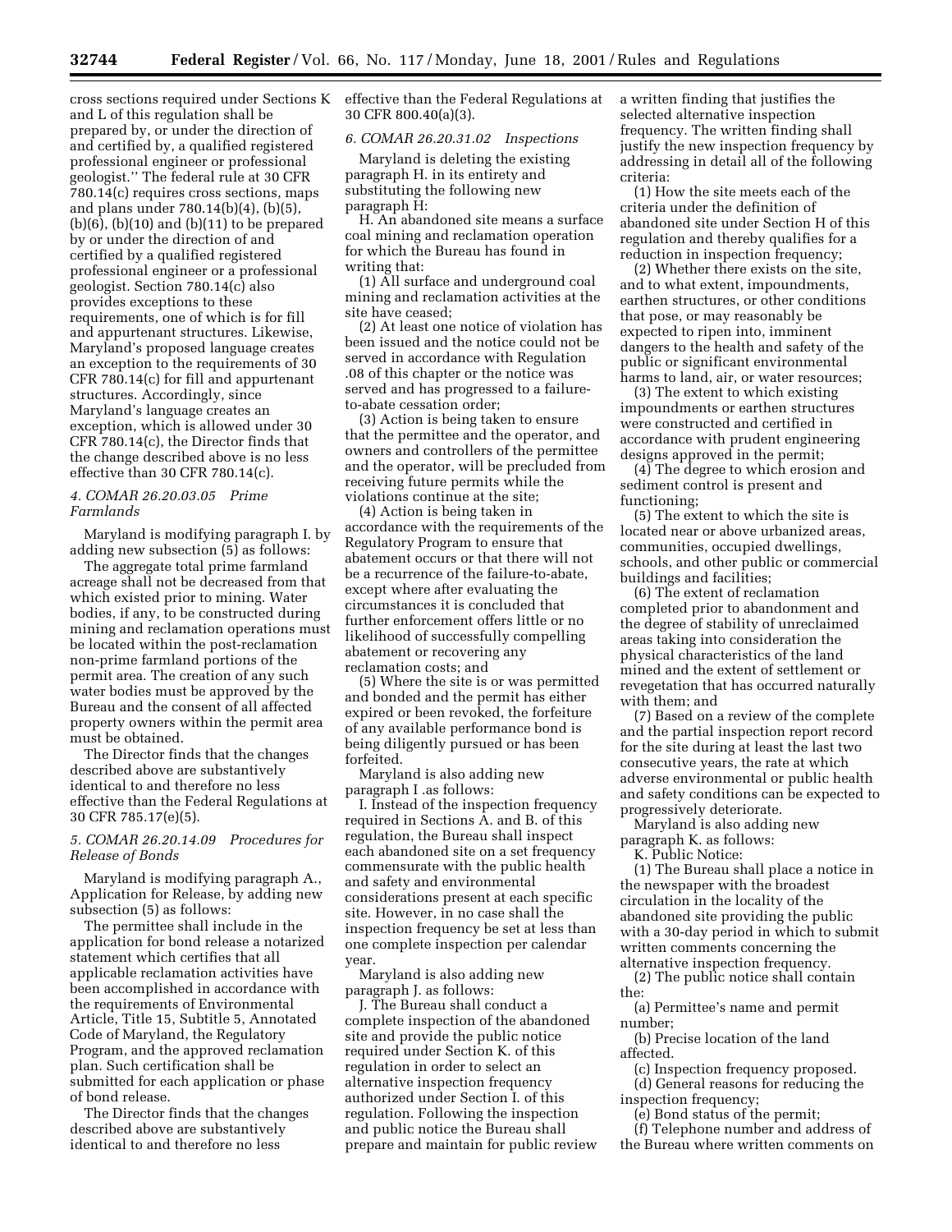cross sections required under Sections K and L of this regulation shall be prepared by, or under the direction of and certified by, a qualified registered professional engineer or professional geologist.'' The federal rule at 30 CFR 780.14(c) requires cross sections, maps and plans under 780.14(b)(4), (b)(5), (b)(6), (b)(10) and (b)(11) to be prepared by or under the direction of and certified by a qualified registered professional engineer or a professional geologist. Section 780.14(c) also provides exceptions to these requirements, one of which is for fill and appurtenant structures. Likewise, Maryland's proposed language creates an exception to the requirements of 30 CFR 780.14(c) for fill and appurtenant structures. Accordingly, since Maryland's language creates an exception, which is allowed under 30 CFR 780.14(c), the Director finds that the change described above is no less effective than 30 CFR 780.14(c).

### *4. COMAR 26.20.03.05 Prime Farmlands*

Maryland is modifying paragraph I. by adding new subsection (5) as follows:

The aggregate total prime farmland acreage shall not be decreased from that which existed prior to mining. Water bodies, if any, to be constructed during mining and reclamation operations must be located within the post-reclamation non-prime farmland portions of the permit area. The creation of any such water bodies must be approved by the Bureau and the consent of all affected property owners within the permit area must be obtained.

The Director finds that the changes described above are substantively identical to and therefore no less effective than the Federal Regulations at 30 CFR 785.17(e)(5).

### *5. COMAR 26.20.14.09 Procedures for Release of Bonds*

Maryland is modifying paragraph A., Application for Release, by adding new subsection (5) as follows:

The permittee shall include in the application for bond release a notarized statement which certifies that all applicable reclamation activities have been accomplished in accordance with the requirements of Environmental Article, Title 15, Subtitle 5, Annotated Code of Maryland, the Regulatory Program, and the approved reclamation plan. Such certification shall be submitted for each application or phase of bond release.

The Director finds that the changes described above are substantively identical to and therefore no less effective than the Federal Regulations at 30 CFR 800.40(a)(3).

### *6. COMAR 26.20.31.02 Inspections*

Maryland is deleting the existing paragraph H. in its entirety and substituting the following new paragraph H:

H. An abandoned site means a surface coal mining and reclamation operation for which the Bureau has found in writing that:

(1) All surface and underground coal mining and reclamation activities at the site have ceased;

(2) At least one notice of violation has been issued and the notice could not be served in accordance with Regulation .08 of this chapter or the notice was served and has progressed to a failure-to-abate cessation order;

(3) Action is being taken to ensure that the permittee and the operator, and owners and controllers of the permittee and the operator, will be precluded from receiving future permits while the violations continue at the site;

(4) Action is being taken in accordance with the requirements of the Regulatory Program to ensure that abatement occurs or that there will not be a recurrence of the failure-to-abate, except where after evaluating the circumstances it is concluded that further enforcement offers little or no likelihood of successfully compelling abatement or recovering any reclamation costs; and

(5) Where the site is or was permitted and bonded and the permit has either expired or been revoked, the forfeiture of any available performance bond is being diligently pursued or has been forfeited.

Maryland is also adding new paragraph I .as follows:

I. Instead of the inspection frequency required in Sections A. and B. of this regulation, the Bureau shall inspect each abandoned site on a set frequency commensurate with the public health and safety and environmental considerations present at each specific site. However, in no case shall the inspection frequency be set at less than one complete inspection per calendar year.

Maryland is also adding new paragraph J. as follows:

J. The Bureau shall conduct a complete inspection of the abandoned site and provide the public notice required under Section K. of this regulation in order to select an alternative inspection frequency authorized under Section I. of this regulation. Following the inspection and public notice the Bureau shall prepare and maintain for public review a written finding that justifies the selected alternative inspection frequency. The written finding shall justify the new inspection frequency by addressing in detail all of the following criteria:

(1) How the site meets each of the criteria under the definition of abandoned site under Section H of this regulation and thereby qualifies for a reduction in inspection frequency;

(2) Whether there exists on the site, and to what extent, impoundments, earthen structures, or other conditions that pose, or may reasonably be expected to ripen into, imminent dangers to the health and safety of the public or significant environmental harms to land, air, or water resources;

(3) The extent to which existing impoundments or earthen structures were constructed and certified in accordance with prudent engineering designs approved in the permit;

(4) The degree to which erosion and sediment control is present and functioning;

(5) The extent to which the site is located near or above urbanized areas, communities, occupied dwellings, schools, and other public or commercial buildings and facilities;

(6) The extent of reclamation completed prior to abandonment and the degree of stability of unreclaimed areas taking into consideration the physical characteristics of the land mined and the extent of settlement or revegetation that has occurred naturally with them; and

(7) Based on a review of the complete and the partial inspection report record for the site during at least the last two consecutive years, the rate at which adverse environmental or public health and safety conditions can be expected to progressively deteriorate.

Maryland is also adding new paragraph K. as follows:

K. Public Notice:

(1) The Bureau shall place a notice in the newspaper with the broadest circulation in the locality of the abandoned site providing the public with a 30-day period in which to submit written comments concerning the alternative inspection frequency.

(2) The public notice shall contain the:

(a) Permittee's name and permit number;

(b) Precise location of the land affected.

(c) Inspection frequency proposed.

(d) General reasons for reducing the inspection frequency;

(e) Bond status of the permit;

(f) Telephone number and address of the Bureau where written comments on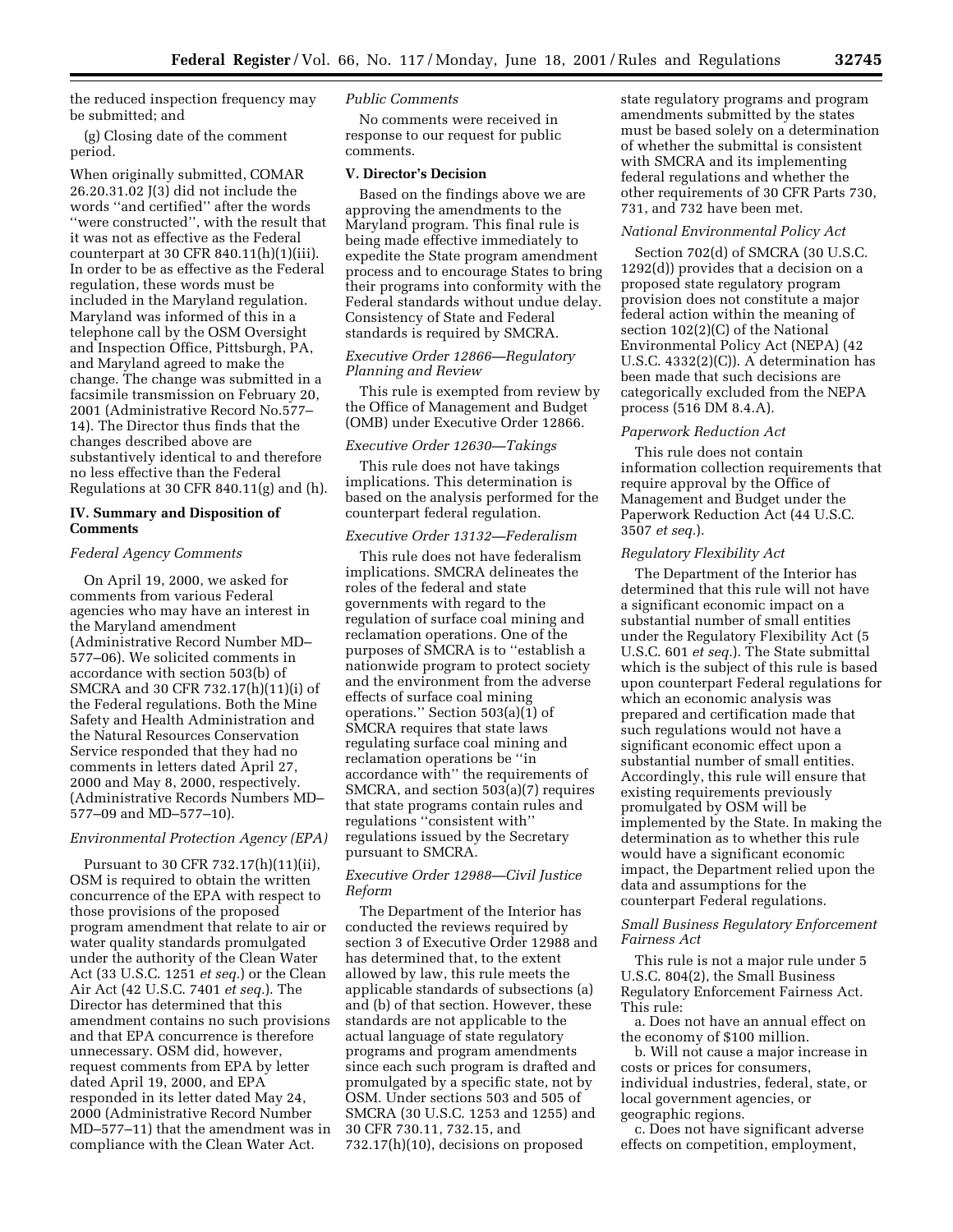the reduced inspection frequency may be submitted; and

(g) Closing date of the comment period.

When originally submitted, COMAR 26.20.31.02 J(3) did not include the words ''and certified'' after the words ''were constructed'', with the result that it was not as effective as the Federal counterpart at 30 CFR 840.11(h)(1)(iii). In order to be as effective as the Federal regulation, these words must be included in the Maryland regulation. Maryland was informed of this in a telephone call by the OSM Oversight and Inspection Office, Pittsburgh, PA, and Maryland agreed to make the change. The change was submitted in a facsimile transmission on February 20, 2001 (Administrative Record No.577–14). The Director thus finds that the changes described above are substantively identical to and therefore no less effective than the Federal Regulations at 30 CFR 840.11(g) and (h).

## IV. Summary and Disposition of Comments

*Federal Agency Comments*

On April 19, 2000, we asked for comments from various Federal agencies who may have an interest in the Maryland amendment (Administrative Record Number MD–577–06). We solicited comments in accordance with section 503(b) of SMCRA and 30 CFR 732.17(h)(11)(i) of the Federal regulations. Both the Mine Safety and Health Administration and the Natural Resources Conservation Service responded that they had no comments in letters dated April 27, 2000 and May 8, 2000, respectively. (Administrative Records Numbers MD–577–09 and MD–577–10).

*Environmental Protection Agency (EPA)*

Pursuant to 30 CFR 732.17(h)(11)(ii), OSM is required to obtain the written concurrence of the EPA with respect to those provisions of the proposed program amendment that relate to air or water quality standards promulgated under the authority of the Clean Water Act (33 U.S.C. 1251 *et seq.*) or the Clean Air Act (42 U.S.C. 7401 *et seq.*). The Director has determined that this amendment contains no such provisions and that EPA concurrence is therefore unnecessary. OSM did, however, request comments from EPA by letter dated April 19, 2000, and EPA responded in its letter dated May 24, 2000 (Administrative Record Number MD–577–11) that the amendment was in compliance with the Clean Water Act.

*Public Comments*

No comments were received in response to our request for public comments.

## V. Director's Decision

Based on the findings above we are approving the amendments to the Maryland program. This final rule is being made effective immediately to expedite the State program amendment process and to encourage States to bring their programs into conformity with the Federal standards without undue delay. Consistency of State and Federal standards is required by SMCRA.

*Executive Order 12866—Regulatory Planning and Review*

This rule is exempted from review by the Office of Management and Budget (OMB) under Executive Order 12866.

*Executive Order 12630—Takings*

This rule does not have takings implications. This determination is based on the analysis performed for the counterpart federal regulation.

*Executive Order 13132—Federalism*

This rule does not have federalism implications. SMCRA delineates the roles of the federal and state governments with regard to the regulation of surface coal mining and reclamation operations. One of the purposes of SMCRA is to ''establish a nationwide program to protect society and the environment from the adverse effects of surface coal mining operations.'' Section 503(a)(1) of SMCRA requires that state laws regulating surface coal mining and reclamation operations be ''in accordance with'' the requirements of SMCRA, and section 503(a)(7) requires that state programs contain rules and regulations ''consistent with'' regulations issued by the Secretary pursuant to SMCRA.

*Executive Order 12988—Civil Justice Reform*

The Department of the Interior has conducted the reviews required by section 3 of Executive Order 12988 and has determined that, to the extent allowed by law, this rule meets the applicable standards of subsections (a) and (b) of that section. However, these standards are not applicable to the actual language of state regulatory programs and program amendments since each such program is drafted and promulgated by a specific state, not by OSM. Under sections 503 and 505 of SMCRA (30 U.S.C. 1253 and 1255) and 30 CFR 730.11, 732.15, and 732.17(h)(10), decisions on proposed state regulatory programs and program amendments submitted by the states must be based solely on a determination of whether the submittal is consistent with SMCRA and its implementing federal regulations and whether the other requirements of 30 CFR Parts 730, 731, and 732 have been met.

*National Environmental Policy Act*

Section 702(d) of SMCRA (30 U.S.C. 1292(d)) provides that a decision on a proposed state regulatory program provision does not constitute a major federal action within the meaning of section 102(2)(C) of the National Environmental Policy Act (NEPA) (42 U.S.C. 4332(2)(C)). A determination has been made that such decisions are categorically excluded from the NEPA process (516 DM 8.4.A).

*Paperwork Reduction Act*

This rule does not contain information collection requirements that require approval by the Office of Management and Budget under the Paperwork Reduction Act (44 U.S.C. 3507 *et seq.*).

*Regulatory Flexibility Act*

The Department of the Interior has determined that this rule will not have a significant economic impact on a substantial number of small entities under the Regulatory Flexibility Act (5 U.S.C. 601 *et seq.*). The State submittal which is the subject of this rule is based upon counterpart Federal regulations for which an economic analysis was prepared and certification made that such regulations would not have a significant economic effect upon a substantial number of small entities. Accordingly, this rule will ensure that existing requirements previously promulgated by OSM will be implemented by the State. In making the determination as to whether this rule would have a significant economic impact, the Department relied upon the data and assumptions for the counterpart Federal regulations.

*Small Business Regulatory Enforcement Fairness Act*

This rule is not a major rule under 5 U.S.C. 804(2), the Small Business Regulatory Enforcement Fairness Act. This rule:

a. Does not have an annual effect on the economy of $100 million.

b. Will not cause a major increase in costs or prices for consumers, individual industries, federal, state, or local government agencies, or geographic regions.

c. Does not have significant adverse effects on competition, employment,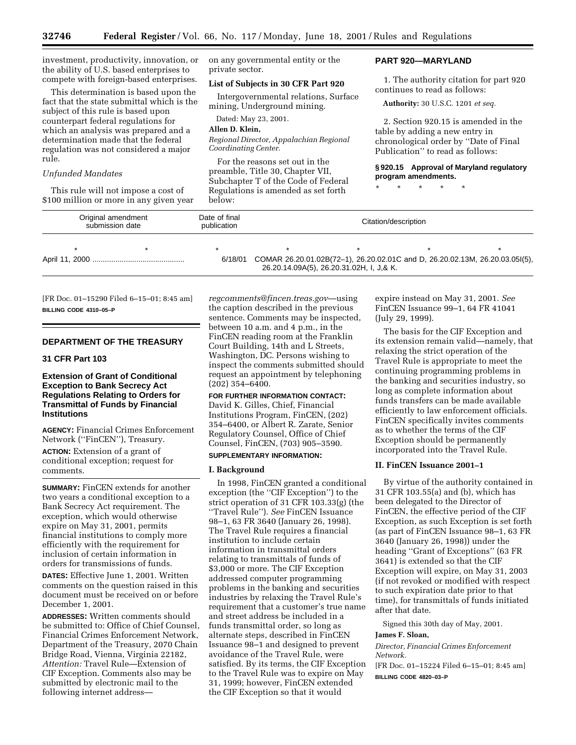investment, productivity, innovation, or the ability of U.S. based enterprises to compete with foreign-based enterprises.

This determination is based upon the fact that the state submittal which is the subject of this rule is based upon counterpart federal regulations for which an analysis was prepared and a determination made that the federal regulation was not considered a major rule.

*Unfunded Mandates*

This rule will not impose a cost of $100 million or more in any given year on any governmental entity or the private sector.

**List of Subjects in 30 CFR Part 920**

Intergovernmental relations, Surface mining, Underground mining.

Dated: May 23, 2001.

**Allen D. Klein,**

*Regional Director, Appalachian Regional Coordinating Center.*

For the reasons set out in the preamble, Title 30, Chapter VII, Subchapter T of the Code of Federal Regulations is amended as set forth below:

**PART 920—MARYLAND**

1. The authority citation for part 920 continues to read as follows:

**Authority:** 30 U.S.C. 1201 *et seq.*

2. Section 920.15 is amended in the table by adding a new entry in chronological order by ''Date of Final Publication'' to read as follows:

**§ 920.15 Approval of Maryland regulatory program amendments.**

\* \* \* \* \*

| Original amendment submission date | Date of final publication | Citation/description |
|---|---|---|
| \* \* | \* | \* \* \* \* |
| April 11, 2000 | 6/18/01 | COMAR 26.20.01.02B(72–1), 26.20.02.01C and D, 26.20.02.13M, 26.20.03.05I(5), 26.20.14.09A(5), 26.20.31.02H, I, J,& K. |

[FR Doc. 01–15290 Filed 6–15–01; 8:45 am]

**BILLING CODE 4310–05–P**

## DEPARTMENT OF THE TREASURY

### 31 CFR Part 103

### Extension of Grant of Conditional Exception to Bank Secrecy Act Regulations Relating to Orders for Transmittal of Funds by Financial Institutions

**AGENCY:** Financial Crimes Enforcement Network (''FinCEN''), Treasury.

**ACTION:** Extension of a grant of conditional exception; request for comments.

**SUMMARY:** FinCEN extends for another two years a conditional exception to a Bank Secrecy Act requirement. The exception, which would otherwise expire on May 31, 2001, permits financial institutions to comply more efficiently with the requirement for inclusion of certain information in orders for transmissions of funds.

**DATES:** Effective June 1, 2001. Written comments on the question raised in this document must be received on or before December 1, 2001.

**ADDRESSES:** Written comments should be submitted to: Office of Chief Counsel, Financial Crimes Enforcement Network, Department of the Treasury, 2070 Chain Bridge Road, Vienna, Virginia 22182, *Attention:* Travel Rule—Extension of CIF Exception. Comments also may be submitted by electronic mail to the following internet address—*regcomments@fincen.treas.gov*—using the caption described in the previous sentence. Comments may be inspected, between 10 a.m. and 4 p.m., in the FinCEN reading room at the Franklin Court Building, 14th and L Streets, Washington, DC. Persons wishing to inspect the comments submitted should request an appointment by telephoning (202) 354–6400.

**FOR FURTHER INFORMATION CONTACT:** David K. Gilles, Chief, Financial Institutions Program, FinCEN, (202) 354–6400, or Albert R. Zarate, Senior Regulatory Counsel, Office of Chief Counsel, FinCEN, (703) 905–3590.

**SUPPLEMENTARY INFORMATION:**

**I. Background**

In 1998, FinCEN granted a conditional exception (the ''CIF Exception'') to the strict operation of 31 CFR 103.33(g) (the ''Travel Rule''). *See* FinCEN Issuance 98–1, 63 FR 3640 (January 26, 1998). The Travel Rule requires a financial institution to include certain information in transmittal orders relating to transmittals of funds of $3,000 or more. The CIF Exception addressed computer programming problems in the banking and securities industries by relaxing the Travel Rule's requirement that a customer's true name and street address be included in a funds transmittal order, so long as alternate steps, described in FinCEN Issuance 98–1 and designed to prevent avoidance of the Travel Rule, were satisfied. By its terms, the CIF Exception to the Travel Rule was to expire on May 31, 1999; however, FinCEN extended the CIF Exception so that it would expire instead on May 31, 2001. *See* FinCEN Issuance 99–1, 64 FR 41041 (July 29, 1999).

The basis for the CIF Exception and its extension remain valid—namely, that relaxing the strict operation of the Travel Rule is appropriate to meet the continuing programming problems in the banking and securities industry, so long as complete information about funds transfers can be made available efficiently to law enforcement officials. FinCEN specifically invites comments as to whether the terms of the CIF Exception should be permanently incorporated into the Travel Rule.

**II. FinCEN Issuance 2001–1**

By virtue of the authority contained in 31 CFR 103.55(a) and (b), which has been delegated to the Director of FinCEN, the effective period of the CIF Exception, as such Exception is set forth (as part of FinCEN Issuance 98–1, 63 FR 3640 (January 26, 1998)) under the heading ''Grant of Exceptions'' (63 FR 3641) is extended so that the CIF Exception will expire, on May 31, 2003 (if not revoked or modified with respect to such expiration date prior to that time), for transmittals of funds initiated after that date.

Signed this 30th day of May, 2001.

**James F. Sloan,**

*Director, Financial Crimes Enforcement Network.*

[FR Doc. 01–15224 Filed 6–15–01; 8:45 am]

**BILLING CODE 4820–03–P**